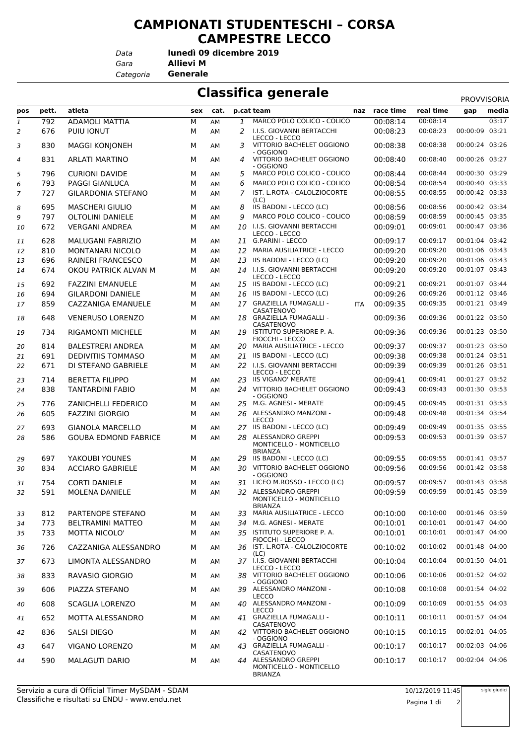# CAMPIONATI STUDENTESCHI – CORSA CAMPESTRE LECCO

*Data* **lunedì 09 dicembre 2019**
*Gara* **Allievi M**
*Categoria* **Generale**

## Classifica generale

PROVVISORIA

| pos | pett. | atleta | sex | cat. | p.cat | team | naz | race time | real time | gap | media |
|---|---|---|---|---|---|---|---|---|---|---|---|
| 1 | 792 | ADAMOLI MATTIA | M | AM | 1 | MARCO POLO COLICO - COLICO | | 00:08:14 | 00:08:14 | | 03:17 |
| 2 | 676 | PUIU IONUT | M | AM | 2 | I.I.S. GIOVANNI BERTACCHI LECCO - LECCO | | 00:08:23 | 00:08:23 | 00:00:09 | 03:21 |
| 3 | 830 | MAGGI KONJONEH | M | AM | 3 | VITTORIO BACHELET OGGIONO - OGGIONO | | 00:08:38 | 00:08:38 | 00:00:24 | 03:26 |
| 4 | 831 | ARLATI MARTINO | M | AM | 4 | VITTORIO BACHELET OGGIONO - OGGIONO | | 00:08:40 | 00:08:40 | 00:00:26 | 03:27 |
| 5 | 796 | CURIONI DAVIDE | M | AM | 5 | MARCO POLO COLICO - COLICO | | 00:08:44 | 00:08:44 | 00:00:30 | 03:29 |
| 6 | 793 | PAGGI GIANLUCA | M | AM | 6 | MARCO POLO COLICO - COLICO | | 00:08:54 | 00:08:54 | 00:00:40 | 03:33 |
| 7 | 727 | GILARDONIA STEFANO | M | AM | 7 | IST. L.ROTA - CALOLZIOCORTE (LC) | | 00:08:55 | 00:08:55 | 00:00:42 | 03:33 |
| 8 | 695 | MASCHERI GIULIO | M | AM | 8 | IIS BADONI - LECCO (LC) | | 00:08:56 | 00:08:56 | 00:00:42 | 03:34 |
| 9 | 797 | OLTOLINI DANIELE | M | AM | 9 | MARCO POLO COLICO - COLICO | | 00:08:59 | 00:08:59 | 00:00:45 | 03:35 |
| 10 | 672 | VERGANI ANDREA | M | AM | 10 | I.I.S. GIOVANNI BERTACCHI LECCO - LECCO | | 00:09:01 | 00:09:01 | 00:00:47 | 03:36 |
| 11 | 628 | MALUGANI FABRIZIO | M | AM | 11 | G.PARINI - LECCO | | 00:09:17 | 00:09:17 | 00:01:04 | 03:42 |
| 12 | 810 | MONTANARI NICOLO | M | AM | 12 | MARIA AUSILIATRICE - LECCO | | 00:09:20 | 00:09:20 | 00:01:06 | 03:43 |
| 13 | 696 | RAINERI FRANCESCO | M | AM | 13 | IIS BADONI - LECCO (LC) | | 00:09:20 | 00:09:20 | 00:01:06 | 03:43 |
| 14 | 674 | OKOU PATRICK ALVAN M | M | AM | 14 | I.I.S. GIOVANNI BERTACCHI LECCO - LECCO | | 00:09:20 | 00:09:20 | 00:01:07 | 03:43 |
| 15 | 692 | FAZZINI EMANUELE | M | AM | 15 | IIS BADONI - LECCO (LC) | | 00:09:21 | 00:09:21 | 00:01:07 | 03:44 |
| 16 | 694 | GILARDONI DANIELE | M | AM | 16 | IIS BADONI - LECCO (LC) | | 00:09:26 | 00:09:26 | 00:01:12 | 03:46 |
| 17 | 859 | CAZZANIGA EMANUELE | M | AM | 17 | GRAZIELLA FUMAGALLI - CASATENOVO | ITA | 00:09:35 | 00:09:35 | 00:01:21 | 03:49 |
| 18 | 648 | VENERUSO LORENZO | M | AM | 18 | GRAZIELLA FUMAGALLI - CASATENOVO | | 00:09:36 | 00:09:36 | 00:01:22 | 03:50 |
| 19 | 734 | RIGAMONTI MICHELE | M | AM | 19 | ISTITUTO SUPERIORE P. A. FIOCCHI - LECCO | | 00:09:36 | 00:09:36 | 00:01:23 | 03:50 |
| 20 | 814 | BALESTRERI ANDREA | M | AM | 20 | MARIA AUSILIATRICE - LECCO | | 00:09:37 | 00:09:37 | 00:01:23 | 03:50 |
| 21 | 691 | DEDIVITIIS TOMMASO | M | AM | 21 | IIS BADONI - LECCO (LC) | | 00:09:38 | 00:09:38 | 00:01:24 | 03:51 |
| 22 | 671 | DI STEFANO GABRIELE | M | AM | 22 | I.I.S. GIOVANNI BERTACCHI LECCO - LECCO | | 00:09:39 | 00:09:39 | 00:01:26 | 03:51 |
| 23 | 714 | BERETTA FILIPPO | M | AM | 23 | IIS VIGANO' MERATE | | 00:09:41 | 00:09:41 | 00:01:27 | 03:52 |
| 24 | 838 | TANTARDINI FABIO | M | AM | 24 | VITTORIO BACHELET OGGIONO - OGGIONO | | 00:09:43 | 00:09:43 | 00:01:30 | 03:53 |
| 25 | 776 | ZANICHELLI FEDERICO | M | AM | 25 | M.G. AGNESI - MERATE | | 00:09:45 | 00:09:45 | 00:01:31 | 03:53 |
| 26 | 605 | FAZZINI GIORGIO | M | AM | 26 | ALESSANDRO MANZONI - LECCO | | 00:09:48 | 00:09:48 | 00:01:34 | 03:54 |
| 27 | 693 | GIANOLA MARCELLO | M | AM | 27 | IIS BADONI - LECCO (LC) | | 00:09:49 | 00:09:49 | 00:01:35 | 03:55 |
| 28 | 586 | GOUBA EDMOND FABRICE | M | AM | 28 | ALESSANDRO GREPPI MONTICELLO - MONTICELLO BRIANZA | | 00:09:53 | 00:09:53 | 00:01:39 | 03:57 |
| 29 | 697 | YAKOUBI YOUNES | M | AM | 29 | IIS BADONI - LECCO (LC) | | 00:09:55 | 00:09:55 | 00:01:41 | 03:57 |
| 30 | 834 | ACCIARO GABRIELE | M | AM | 30 | VITTORIO BACHELET OGGIONO - OGGIONO | | 00:09:56 | 00:09:56 | 00:01:42 | 03:58 |
| 31 | 754 | CORTI DANIELE | M | AM | 31 | LICEO M.ROSSO - LECCO (LC) | | 00:09:57 | 00:09:57 | 00:01:43 | 03:58 |
| 32 | 591 | MOLENA DANIELE | M | AM | 32 | ALESSANDRO GREPPI MONTICELLO - MONTICELLO BRIANZA | | 00:09:59 | 00:09:59 | 00:01:45 | 03:59 |
| 33 | 812 | PARTENOPE STEFANO | M | AM | 33 | MARIA AUSILIATRICE - LECCO | | 00:10:00 | 00:10:00 | 00:01:46 | 03:59 |
| 34 | 773 | BELTRAMINI MATTEO | M | AM | 34 | M.G. AGNESI - MERATE | | 00:10:01 | 00:10:01 | 00:01:47 | 04:00 |
| 35 | 733 | MOTTA NICOLO' | M | AM | 35 | ISTITUTO SUPERIORE P. A. FIOCCHI - LECCO | | 00:10:01 | 00:10:01 | 00:01:47 | 04:00 |
| 36 | 726 | CAZZANIGA ALESSANDRO | M | AM | 36 | IST. L.ROTA - CALOLZIOCORTE (LC) | | 00:10:02 | 00:10:02 | 00:01:48 | 04:00 |
| 37 | 673 | LIMONTA ALESSANDRO | M | AM | 37 | I.I.S. GIOVANNI BERTACCHI LECCO - LECCO | | 00:10:04 | 00:10:04 | 00:01:50 | 04:01 |
| 38 | 833 | RAVASIO GIORGIO | M | AM | 38 | VITTORIO BACHELET OGGIONO - OGGIONO | | 00:10:06 | 00:10:06 | 00:01:52 | 04:02 |
| 39 | 606 | PIAZZA STEFANO | M | AM | 39 | ALESSANDRO MANZONI - LECCO | | 00:10:08 | 00:10:08 | 00:01:54 | 04:02 |
| 40 | 608 | SCAGLIA LORENZO | M | AM | 40 | ALESSANDRO MANZONI - LECCO | | 00:10:09 | 00:10:09 | 00:01:55 | 04:03 |
| 41 | 652 | MOTTA ALESSANDRO | M | AM | 41 | GRAZIELLA FUMAGALLI - CASATENOVO | | 00:10:11 | 00:10:11 | 00:01:57 | 04:04 |
| 42 | 836 | SALSI DIEGO | M | AM | 42 | VITTORIO BACHELET OGGIONO - OGGIONO | | 00:10:15 | 00:10:15 | 00:02:01 | 04:05 |
| 43 | 647 | VIGANO LORENZO | M | AM | 43 | GRAZIELLA FUMAGALLI - CASATENOVO | | 00:10:17 | 00:10:17 | 00:02:03 | 04:06 |
| 44 | 590 | MALAGUTI DARIO | M | AM | 44 | ALESSANDRO GREPPI MONTICELLO - MONTICELLO BRIANZA | | 00:10:17 | 00:10:17 | 00:02:04 | 04:06 |

Servizio a cura di Official Timer MySDAM - SDAM
Classifiche e risultati su ENDU - www.endu.net

10/12/2019 11:45

sigle giudici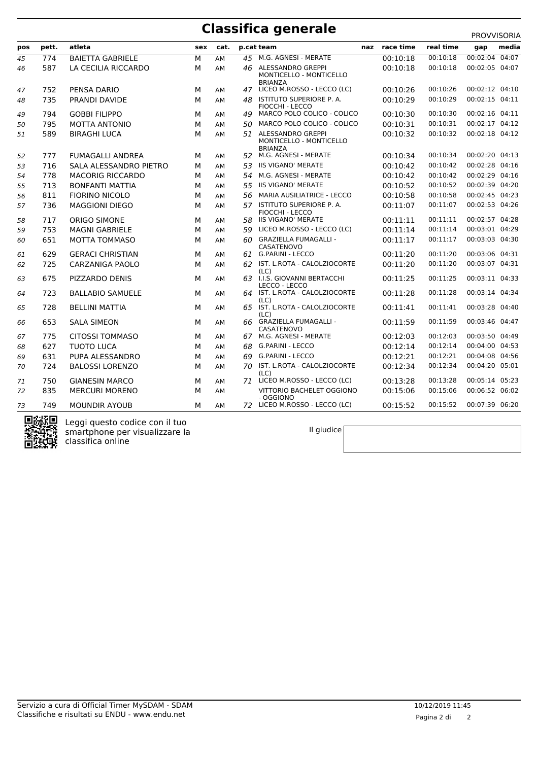# Classifica generale

PROVVISORIA

| pos | pett. | atleta | sex | cat. | p.cat | team | naz | race time | real time | gap | media |
|---|---|---|---|---|---|---|---|---|---|---|---|
| 45 | 774 | BAIETTA GABRIELE | M | AM | 45 | M.G. AGNESI - MERATE | | 00:10:18 | 00:10:18 | 00:02:04 | 04:07 |
| 46 | 587 | LA CECILIA RICCARDO | M | AM | 46 | ALESSANDRO GREPPI MONTICELLO - MONTICELLO BRIANZA | | 00:10:18 | 00:10:18 | 00:02:05 | 04:07 |
| 47 | 752 | PENSA DARIO | M | AM | 47 | LICEO M.ROSSO - LECCO (LC) | | 00:10:26 | 00:10:26 | 00:02:12 | 04:10 |
| 48 | 735 | PRANDI DAVIDE | M | AM | 48 | ISTITUTO SUPERIORE P. A. FIOCCHI - LECCO | | 00:10:29 | 00:10:29 | 00:02:15 | 04:11 |
| 49 | 794 | GOBBI FILIPPO | M | AM | 49 | MARCO POLO COLICO - COLICO | | 00:10:30 | 00:10:30 | 00:02:16 | 04:11 |
| 50 | 795 | MOTTA ANTONIO | M | AM | 50 | MARCO POLO COLICO - COLICO | | 00:10:31 | 00:10:31 | 00:02:17 | 04:12 |
| 51 | 589 | BIRAGHI LUCA | M | AM | 51 | ALESSANDRO GREPPI MONTICELLO - MONTICELLO BRIANZA | | 00:10:32 | 00:10:32 | 00:02:18 | 04:12 |
| 52 | 777 | FUMAGALLI ANDREA | M | AM | 52 | M.G. AGNESI - MERATE | | 00:10:34 | 00:10:34 | 00:02:20 | 04:13 |
| 53 | 716 | SALA ALESSANDRO PIETRO | M | AM | 53 | IIS VIGANO' MERATE | | 00:10:42 | 00:10:42 | 00:02:28 | 04:16 |
| 54 | 778 | MACORIG RICCARDO | M | AM | 54 | M.G. AGNESI - MERATE | | 00:10:42 | 00:10:42 | 00:02:29 | 04:16 |
| 55 | 713 | BONFANTI MATTIA | M | AM | 55 | IIS VIGANO' MERATE | | 00:10:52 | 00:10:52 | 00:02:39 | 04:20 |
| 56 | 811 | FIORINO NICOLO | M | AM | 56 | MARIA AUSILIATRICE - LECCO | | 00:10:58 | 00:10:58 | 00:02:45 | 04:23 |
| 57 | 736 | MAGGIONI DIEGO | M | AM | 57 | ISTITUTO SUPERIORE P. A. FIOCCHI - LECCO | | 00:11:07 | 00:11:07 | 00:02:53 | 04:26 |
| 58 | 717 | ORIGO SIMONE | M | AM | 58 | IIS VIGANO' MERATE | | 00:11:11 | 00:11:11 | 00:02:57 | 04:28 |
| 59 | 753 | MAGNI GABRIELE | M | AM | 59 | LICEO M.ROSSO - LECCO (LC) | | 00:11:14 | 00:11:14 | 00:03:01 | 04:29 |
| 60 | 651 | MOTTA TOMMASO | M | AM | 60 | GRAZIELLA FUMAGALLI - CASATENOVO | | 00:11:17 | 00:11:17 | 00:03:03 | 04:30 |
| 61 | 629 | GERACI CHRISTIAN | M | AM | 61 | G.PARINI - LECCO | | 00:11:20 | 00:11:20 | 00:03:06 | 04:31 |
| 62 | 725 | CARZANIGA PAOLO | M | AM | 62 | IST. L.ROTA - CALOLZIOCORTE (LC) | | 00:11:20 | 00:11:20 | 00:03:07 | 04:31 |
| 63 | 675 | PIZZARDO DENIS | M | AM | 63 | I.I.S. GIOVANNI BERTACCHI LECCO - LECCO | | 00:11:25 | 00:11:25 | 00:03:11 | 04:33 |
| 64 | 723 | BALLABIO SAMUELE | M | AM | 64 | IST. L.ROTA - CALOLZIOCORTE (LC) | | 00:11:28 | 00:11:28 | 00:03:14 | 04:34 |
| 65 | 728 | BELLINI MATTIA | M | AM | 65 | IST. L.ROTA - CALOLZIOCORTE (LC) | | 00:11:41 | 00:11:41 | 00:03:28 | 04:40 |
| 66 | 653 | SALA SIMEON | M | AM | 66 | GRAZIELLA FUMAGALLI - CASATENOVO | | 00:11:59 | 00:11:59 | 00:03:46 | 04:47 |
| 67 | 775 | CITOSSI TOMMASO | M | AM | 67 | M.G. AGNESI - MERATE | | 00:12:03 | 00:12:03 | 00:03:50 | 04:49 |
| 68 | 627 | TUOTO LUCA | M | AM | 68 | G.PARINI - LECCO | | 00:12:14 | 00:12:14 | 00:04:00 | 04:53 |
| 69 | 631 | PUPA ALESSANDRO | M | AM | 69 | G.PARINI - LECCO | | 00:12:21 | 00:12:21 | 00:04:08 | 04:56 |
| 70 | 724 | BALOSSI LORENZO | M | AM | 70 | IST. L.ROTA - CALOLZIOCORTE (LC) | | 00:12:34 | 00:12:34 | 00:04:20 | 05:01 |
| 71 | 750 | GIANESIN MARCO | M | AM | 71 | LICEO M.ROSSO - LECCO (LC) | | 00:13:28 | 00:13:28 | 00:05:14 | 05:23 |
| 72 | 835 | MERCURI MORENO | M | AM | | VITTORIO BACHELET OGGIONO - OGGIONO | | 00:15:06 | 00:15:06 | 00:06:52 | 06:02 |
| 73 | 749 | MOUNDIR AYOUB | M | AM | 72 | LICEO M.ROSSO - LECCO (LC) | | 00:15:52 | 00:15:52 | 00:07:39 | 06:20 |

Leggi questo codice con il tuo smartphone per visualizzare la classifica online

Il giudice

Servizio a cura di Official Timer MySDAM - SDAM
Classifiche e risultati su ENDU - www.endu.net

10/12/2019 11:45